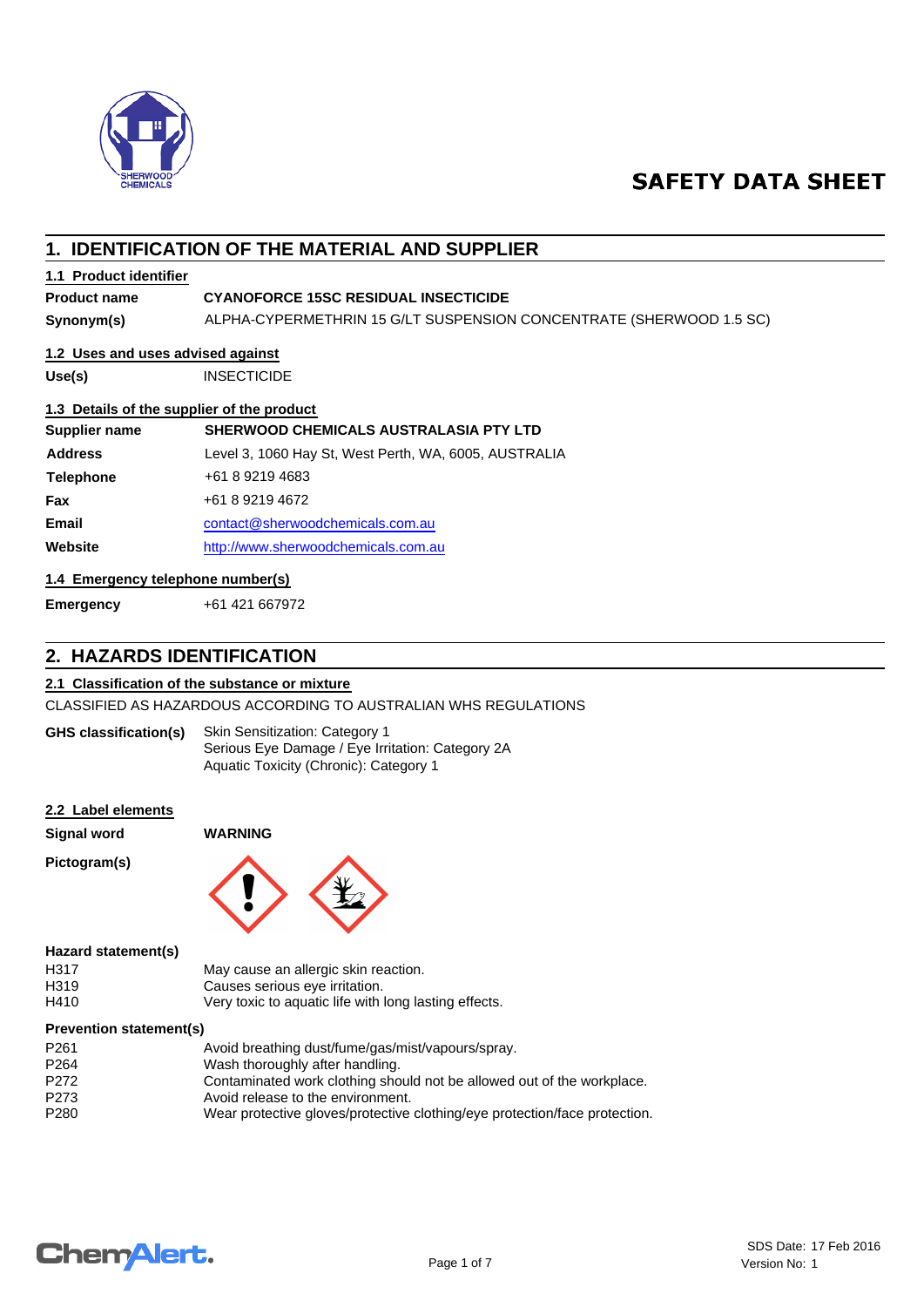# SAFETY DATA SHEET

## 1. IDENTIFICATION OF THE MATERIAL AND SUPPLIER

### 1.1 Product identifier

| | |
|---|---|
| **Product name** | **CYANOFORCE 15SC RESIDUAL INSECTICIDE** |
| **Synonym(s)** | ALPHA-CYPERMETHRIN 15 G/LT SUSPENSION CONCENTRATE (SHERWOOD 1.5 SC) |

### 1.2 Uses and uses advised against

| | |
|---|---|
| **Use(s)** | INSECTICIDE |

### 1.3 Details of the supplier of the product

| | |
|---|---|
| **Supplier name** | **SHERWOOD CHEMICALS AUSTRALASIA PTY LTD** |
| **Address** | Level 3, 1060 Hay St, West Perth, WA, 6005, AUSTRALIA |
| **Telephone** | +61 8 9219 4683 |
| **Fax** | +61 8 9219 4672 |
| **Email** | contact@sherwoodchemicals.com.au |
| **Website** | http://www.sherwoodchemicals.com.au |

### 1.4 Emergency telephone number(s)

| | |
|---|---|
| **Emergency** | +61 421 667972 |

## 2. HAZARDS IDENTIFICATION

### 2.1 Classification of the substance or mixture

CLASSIFIED AS HAZARDOUS ACCORDING TO AUSTRALIAN WHS REGULATIONS

**GHS classification(s)**
Skin Sensitization: Category 1
Serious Eye Damage / Eye Irritation: Category 2A
Aquatic Toxicity (Chronic): Category 1

### 2.2 Label elements

**Signal word** **WARNING**

**Pictogram(s)**

**Hazard statement(s)**

| | |
|---|---|
| H317 | May cause an allergic skin reaction. |
| H319 | Causes serious eye irritation. |
| H410 | Very toxic to aquatic life with long lasting effects. |

**Prevention statement(s)**

| | |
|---|---|
| P261 | Avoid breathing dust/fume/gas/mist/vapours/spray. |
| P264 | Wash thoroughly after handling. |
| P272 | Contaminated work clothing should not be allowed out of the workplace. |
| P273 | Avoid release to the environment. |
| P280 | Wear protective gloves/protective clothing/eye protection/face protection. |

SDS Date: 17 Feb 2016
Version No: 1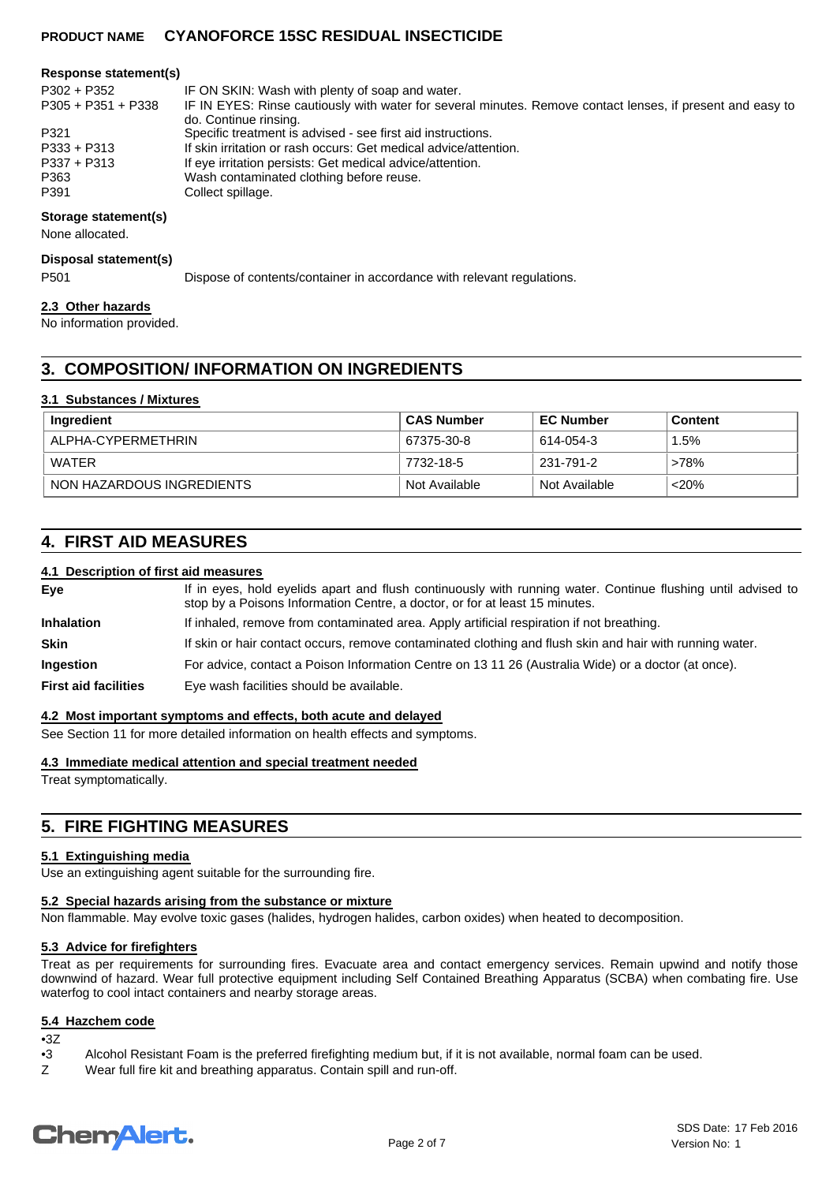**Response statement(s)**

| | |
|---|---|
| P302 + P352 | IF ON SKIN: Wash with plenty of soap and water. |
| P305 + P351 + P338 | IF IN EYES: Rinse cautiously with water for several minutes. Remove contact lenses, if present and easy to do. Continue rinsing. |
| P321 | Specific treatment is advised - see first aid instructions. |
| P333 + P313 | If skin irritation or rash occurs: Get medical advice/attention. |
| P337 + P313 | If eye irritation persists: Get medical advice/attention. |
| P363 | Wash contaminated clothing before reuse. |
| P391 | Collect spillage. |

**Storage statement(s)**

None allocated.

**Disposal statement(s)**

P501 Dispose of contents/container in accordance with relevant regulations.

### 2.3 Other hazards

No information provided.

## 3. COMPOSITION/ INFORMATION ON INGREDIENTS

### 3.1 Substances / Mixtures

| Ingredient | CAS Number | EC Number | Content |
|---|---|---|---|
| ALPHA-CYPERMETHRIN | 67375-30-8 | 614-054-3 | 1.5% |
| WATER | 7732-18-5 | 231-791-2 | >78% |
| NON HAZARDOUS INGREDIENTS | Not Available | Not Available | <20% |

## 4. FIRST AID MEASURES

### 4.1 Description of first aid measures

| | |
|---|---|
| **Eye** | If in eyes, hold eyelids apart and flush continuously with running water. Continue flushing until advised to stop by a Poisons Information Centre, a doctor, or for at least 15 minutes. |
| **Inhalation** | If inhaled, remove from contaminated area. Apply artificial respiration if not breathing. |
| **Skin** | If skin or hair contact occurs, remove contaminated clothing and flush skin and hair with running water. |
| **Ingestion** | For advice, contact a Poison Information Centre on 13 11 26 (Australia Wide) or a doctor (at once). |
| **First aid facilities** | Eye wash facilities should be available. |

### 4.2 Most important symptoms and effects, both acute and delayed

See Section 11 for more detailed information on health effects and symptoms.

### 4.3 Immediate medical attention and special treatment needed

Treat symptomatically.

## 5. FIRE FIGHTING MEASURES

### 5.1 Extinguishing media

Use an extinguishing agent suitable for the surrounding fire.

### 5.2 Special hazards arising from the substance or mixture

Non flammable. May evolve toxic gases (halides, hydrogen halides, carbon oxides) when heated to decomposition.

### 5.3 Advice for firefighters

Treat as per requirements for surrounding fires. Evacuate area and contact emergency services. Remain upwind and notify those downwind of hazard. Wear full protective equipment including Self Contained Breathing Apparatus (SCBA) when combating fire. Use waterfog to cool intact containers and nearby storage areas.

### 5.4 Hazchem code

•3Z

•3 Alcohol Resistant Foam is the preferred firefighting medium but, if it is not available, normal foam can be used.

Z Wear full fire kit and breathing apparatus. Contain spill and run-off.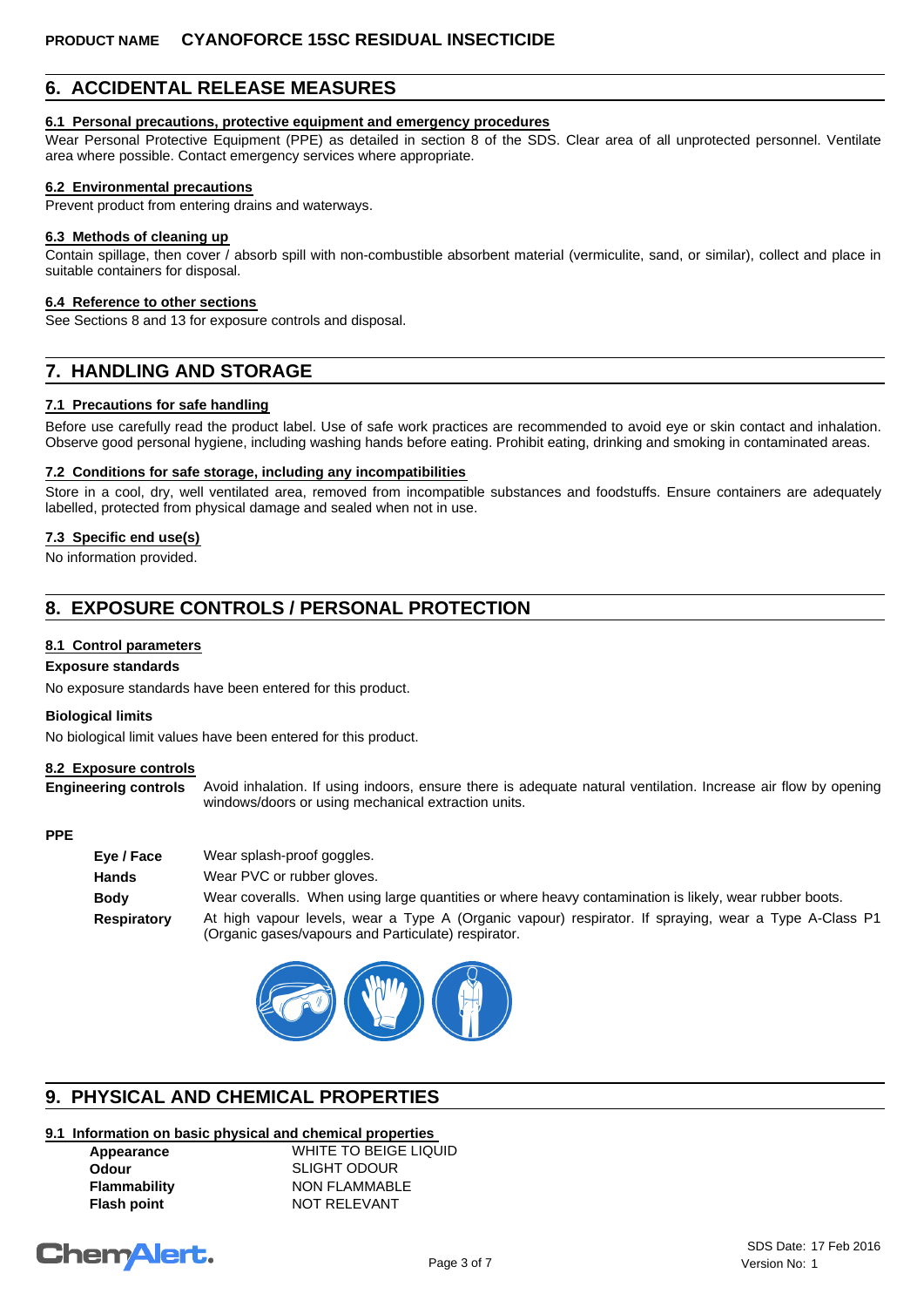## 6. ACCIDENTAL RELEASE MEASURES

### 6.1 Personal precautions, protective equipment and emergency procedures

Wear Personal Protective Equipment (PPE) as detailed in section 8 of the SDS. Clear area of all unprotected personnel. Ventilate area where possible. Contact emergency services where appropriate.

### 6.2 Environmental precautions

Prevent product from entering drains and waterways.

### 6.3 Methods of cleaning up

Contain spillage, then cover / absorb spill with non-combustible absorbent material (vermiculite, sand, or similar), collect and place in suitable containers for disposal.

### 6.4 Reference to other sections

See Sections 8 and 13 for exposure controls and disposal.

## 7. HANDLING AND STORAGE

### 7.1 Precautions for safe handling

Before use carefully read the product label. Use of safe work practices are recommended to avoid eye or skin contact and inhalation. Observe good personal hygiene, including washing hands before eating. Prohibit eating, drinking and smoking in contaminated areas.

### 7.2 Conditions for safe storage, including any incompatibilities

Store in a cool, dry, well ventilated area, removed from incompatible substances and foodstuffs. Ensure containers are adequately labelled, protected from physical damage and sealed when not in use.

### 7.3 Specific end use(s)

No information provided.

## 8. EXPOSURE CONTROLS / PERSONAL PROTECTION

### 8.1 Control parameters

**Exposure standards**

No exposure standards have been entered for this product.

**Biological limits**

No biological limit values have been entered for this product.

### 8.2 Exposure controls

**Engineering controls** Avoid inhalation. If using indoors, ensure there is adequate natural ventilation. Increase air flow by opening windows/doors or using mechanical extraction units.

**PPE**

**Eye / Face** Wear splash-proof goggles.

**Hands** Wear PVC or rubber gloves.

**Body** Wear coveralls. When using large quantities or where heavy contamination is likely, wear rubber boots.

**Respiratory** At high vapour levels, wear a Type A (Organic vapour) respirator. If spraying, wear a Type A-Class P1 (Organic gases/vapours and Particulate) respirator.

## 9. PHYSICAL AND CHEMICAL PROPERTIES

### 9.1 Information on basic physical and chemical properties

| | |
|---|---|
| **Appearance** | WHITE TO BEIGE LIQUID |
| **Odour** | SLIGHT ODOUR |
| **Flammability** | NON FLAMMABLE |
| **Flash point** | NOT RELEVANT |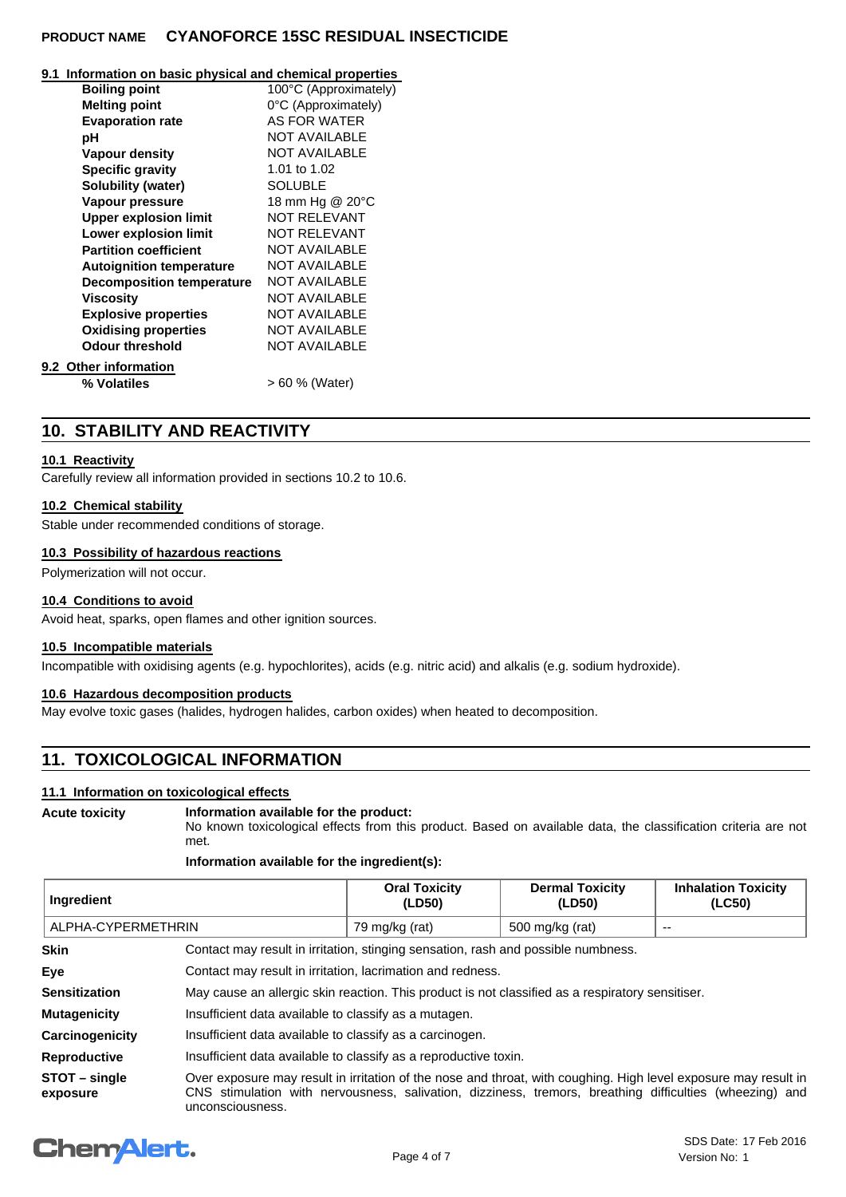### 9.1 Information on basic physical and chemical properties

| Property | Value |
|---|---|
| **Boiling point** | 100°C (Approximately) |
| **Melting point** | 0°C (Approximately) |
| **Evaporation rate** | AS FOR WATER |
| **pH** | NOT AVAILABLE |
| **Vapour density** | NOT AVAILABLE |
| **Specific gravity** | 1.01 to 1.02 |
| **Solubility (water)** | SOLUBLE |
| **Vapour pressure** | 18 mm Hg @ 20°C |
| **Upper explosion limit** | NOT RELEVANT |
| **Lower explosion limit** | NOT RELEVANT |
| **Partition coefficient** | NOT AVAILABLE |
| **Autoignition temperature** | NOT AVAILABLE |
| **Decomposition temperature** | NOT AVAILABLE |
| **Viscosity** | NOT AVAILABLE |
| **Explosive properties** | NOT AVAILABLE |
| **Oxidising properties** | NOT AVAILABLE |
| **Odour threshold** | NOT AVAILABLE |

### 9.2 Other information

| Property | Value |
|---|---|
| **% Volatiles** | > 60 % (Water) |

## 10. STABILITY AND REACTIVITY

### 10.1 Reactivity

Carefully review all information provided in sections 10.2 to 10.6.

### 10.2 Chemical stability

Stable under recommended conditions of storage.

### 10.3 Possibility of hazardous reactions

Polymerization will not occur.

### 10.4 Conditions to avoid

Avoid heat, sparks, open flames and other ignition sources.

### 10.5 Incompatible materials

Incompatible with oxidising agents (e.g. hypochlorites), acids (e.g. nitric acid) and alkalis (e.g. sodium hydroxide).

### 10.6 Hazardous decomposition products

May evolve toxic gases (halides, hydrogen halides, carbon oxides) when heated to decomposition.

## 11. TOXICOLOGICAL INFORMATION

### 11.1 Information on toxicological effects

**Acute toxicity**

**Information available for the product:**
No known toxicological effects from this product. Based on available data, the classification criteria are not met.

**Information available for the ingredient(s):**

| Ingredient | Oral Toxicity (LD50) | Dermal Toxicity (LD50) | Inhalation Toxicity (LC50) |
|---|---|---|---|
| ALPHA-CYPERMETHRIN | 79 mg/kg (rat) | 500 mg/kg (rat) | -- |

**Skin** Contact may result in irritation, stinging sensation, rash and possible numbness.

**Eye** Contact may result in irritation, lacrimation and redness.

**Sensitization** May cause an allergic skin reaction. This product is not classified as a respiratory sensitiser.

**Mutagenicity** Insufficient data available to classify as a mutagen.

**Carcinogenicity** Insufficient data available to classify as a carcinogen.

**Reproductive** Insufficient data available to classify as a reproductive toxin.

**STOT – single exposure** Over exposure may result in irritation of the nose and throat, with coughing. High level exposure may result in CNS stimulation with nervousness, salivation, dizziness, tremors, breathing difficulties (wheezing) and unconsciousness.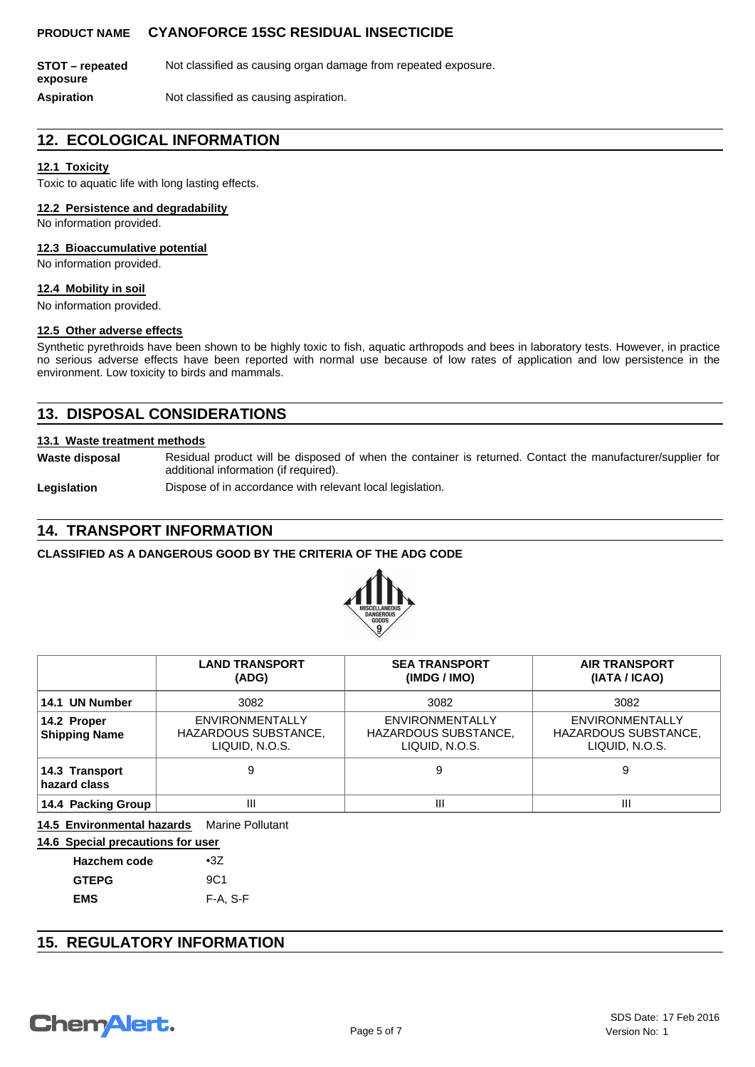**STOT – repeated exposure** Not classified as causing organ damage from repeated exposure.

**Aspiration** Not classified as causing aspiration.

## 12. ECOLOGICAL INFORMATION

### 12.1 Toxicity

Toxic to aquatic life with long lasting effects.

### 12.2 Persistence and degradability

No information provided.

### 12.3 Bioaccumulative potential

No information provided.

### 12.4 Mobility in soil

No information provided.

### 12.5 Other adverse effects

Synthetic pyrethroids have been shown to be highly toxic to fish, aquatic arthropods and bees in laboratory tests. However, in practice no serious adverse effects have been reported with normal use because of low rates of application and low persistence in the environment. Low toxicity to birds and mammals.

## 13. DISPOSAL CONSIDERATIONS

### 13.1 Waste treatment methods

**Waste disposal** Residual product will be disposed of when the container is returned. Contact the manufacturer/supplier for additional information (if required).

**Legislation** Dispose of in accordance with relevant local legislation.

## 14. TRANSPORT INFORMATION

**CLASSIFIED AS A DANGEROUS GOOD BY THE CRITERIA OF THE ADG CODE**

| | LAND TRANSPORT (ADG) | SEA TRANSPORT (IMDG / IMO) | AIR TRANSPORT (IATA / ICAO) |
|---|---|---|---|
| **14.1 UN Number** | 3082 | 3082 | 3082 |
| **14.2 Proper Shipping Name** | ENVIRONMENTALLY HAZARDOUS SUBSTANCE, LIQUID, N.O.S. | ENVIRONMENTALLY HAZARDOUS SUBSTANCE, LIQUID, N.O.S. | ENVIRONMENTALLY HAZARDOUS SUBSTANCE, LIQUID, N.O.S. |
| **14.3 Transport hazard class** | 9 | 9 | 9 |
| **14.4 Packing Group** | III | III | III |

**14.5 Environmental hazards** Marine Pollutant

**14.6 Special precautions for user**

**Hazchem code** •3Z

**GTEPG** 9C1

**EMS** F-A, S-F

## 15. REGULATORY INFORMATION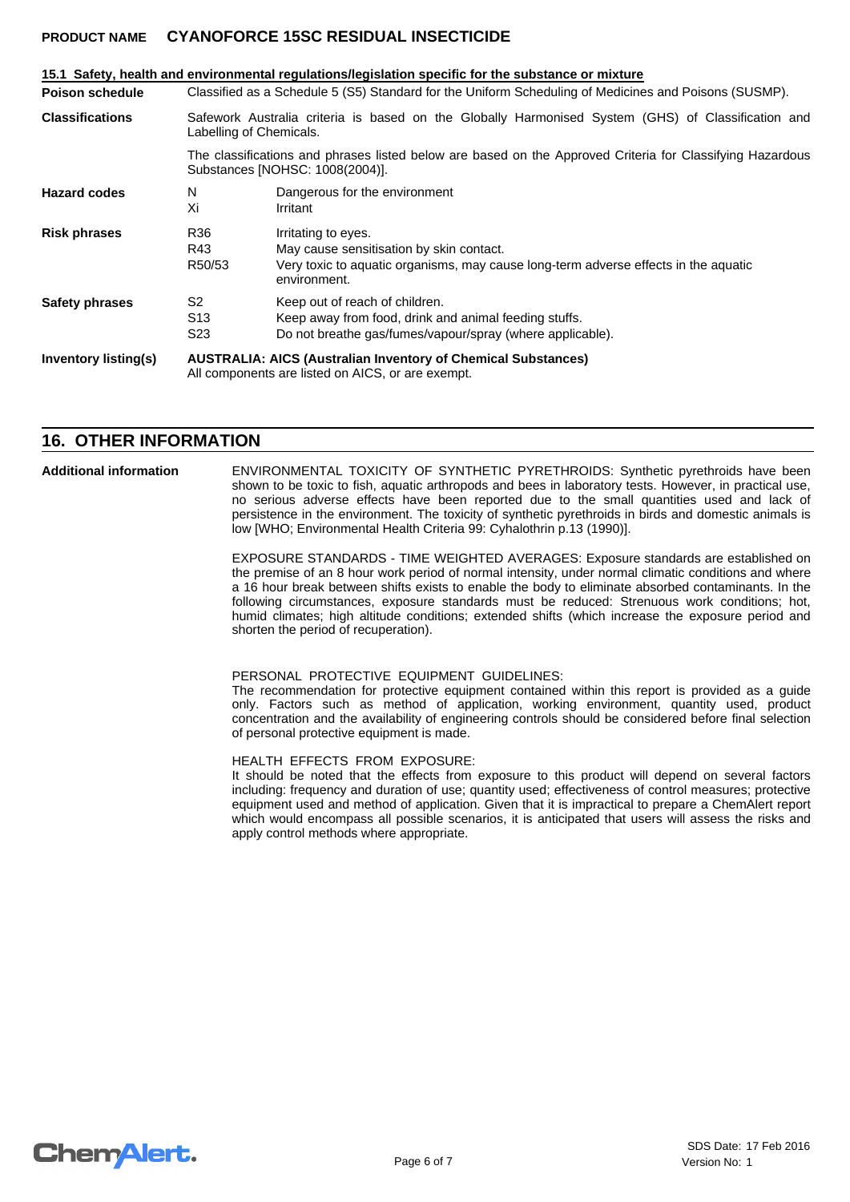**15.1 Safety, health and environmental regulations/legislation specific for the substance or mixture**

| | | |
|---|---|---|
| **Poison schedule** | Classified as a Schedule 5 (S5) Standard for the Uniform Scheduling of Medicines and Poisons (SUSMP). | |
| **Classifications** | Safework Australia criteria is based on the Globally Harmonised System (GHS) of Classification and Labelling of Chemicals. | |
| | The classifications and phrases listed below are based on the Approved Criteria for Classifying Hazardous Substances [NOHSC: 1008(2004)]. | |
| **Hazard codes** | N | Dangerous for the environment |
| | Xi | Irritant |
| **Risk phrases** | R36 | Irritating to eyes. |
| | R43 | May cause sensitisation by skin contact. |
| | R50/53 | Very toxic to aquatic organisms, may cause long-term adverse effects in the aquatic environment. |
| **Safety phrases** | S2 | Keep out of reach of children. |
| | S13 | Keep away from food, drink and animal feeding stuffs. |
| | S23 | Do not breathe gas/fumes/vapour/spray (where applicable). |
| **Inventory listing(s)** | **AUSTRALIA: AICS (Australian Inventory of Chemical Substances)** All components are listed on AICS, or are exempt. | |

## 16. OTHER INFORMATION

**Additional information**

ENVIRONMENTAL TOXICITY OF SYNTHETIC PYRETHROIDS: Synthetic pyrethroids have been shown to be toxic to fish, aquatic arthropods and bees in laboratory tests. However, in practical use, no serious adverse effects have been reported due to the small quantities used and lack of persistence in the environment. The toxicity of synthetic pyrethroids in birds and domestic animals is low [WHO; Environmental Health Criteria 99: Cyhalothrin p.13 (1990)].

EXPOSURE STANDARDS - TIME WEIGHTED AVERAGES: Exposure standards are established on the premise of an 8 hour work period of normal intensity, under normal climatic conditions and where a 16 hour break between shifts exists to enable the body to eliminate absorbed contaminants. In the following circumstances, exposure standards must be reduced: Strenuous work conditions; hot, humid climates; high altitude conditions; extended shifts (which increase the exposure period and shorten the period of recuperation).

PERSONAL PROTECTIVE EQUIPMENT GUIDELINES:
The recommendation for protective equipment contained within this report is provided as a guide only. Factors such as method of application, working environment, quantity used, product concentration and the availability of engineering controls should be considered before final selection of personal protective equipment is made.

HEALTH EFFECTS FROM EXPOSURE:
It should be noted that the effects from exposure to this product will depend on several factors including: frequency and duration of use; quantity used; effectiveness of control measures; protective equipment used and method of application. Given that it is impractical to prepare a ChemAlert report which would encompass all possible scenarios, it is anticipated that users will assess the risks and apply control methods where appropriate.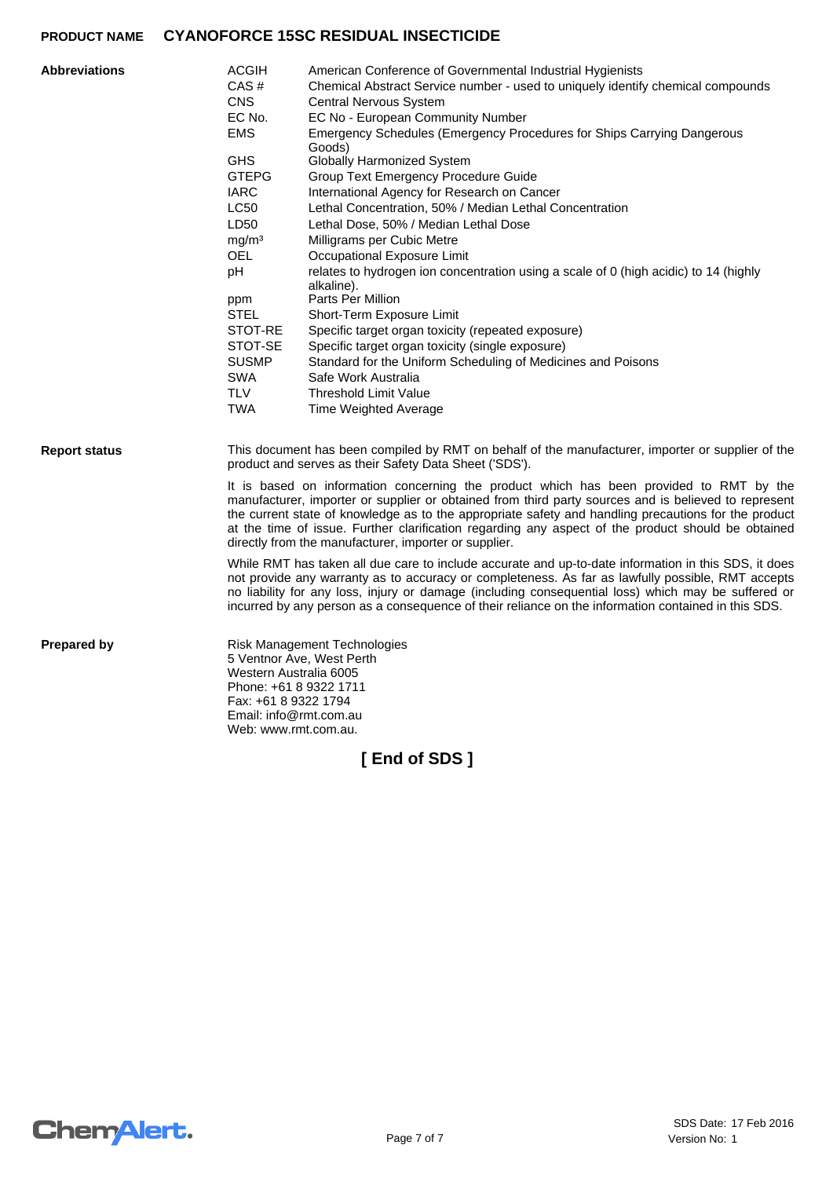**Abbreviations**

| | |
|---|---|
| ACGIH | American Conference of Governmental Industrial Hygienists |
| CAS # | Chemical Abstract Service number - used to uniquely identify chemical compounds |
| CNS | Central Nervous System |
| EC No. | EC No - European Community Number |
| EMS | Emergency Schedules (Emergency Procedures for Ships Carrying Dangerous Goods) |
| GHS | Globally Harmonized System |
| GTEPG | Group Text Emergency Procedure Guide |
| IARC | International Agency for Research on Cancer |
| LC50 | Lethal Concentration, 50% / Median Lethal Concentration |
| LD50 | Lethal Dose, 50% / Median Lethal Dose |
| mg/m³ | Milligrams per Cubic Metre |
| OEL | Occupational Exposure Limit |
| pH | relates to hydrogen ion concentration using a scale of 0 (high acidic) to 14 (highly alkaline). |
| ppm | Parts Per Million |
| STEL | Short-Term Exposure Limit |
| STOT-RE | Specific target organ toxicity (repeated exposure) |
| STOT-SE | Specific target organ toxicity (single exposure) |
| SUSMP | Standard for the Uniform Scheduling of Medicines and Poisons |
| SWA | Safe Work Australia |
| TLV | Threshold Limit Value |
| TWA | Time Weighted Average |

**Report status**

This document has been compiled by RMT on behalf of the manufacturer, importer or supplier of the product and serves as their Safety Data Sheet ('SDS').

It is based on information concerning the product which has been provided to RMT by the manufacturer, importer or supplier or obtained from third party sources and is believed to represent the current state of knowledge as to the appropriate safety and handling precautions for the product at the time of issue. Further clarification regarding any aspect of the product should be obtained directly from the manufacturer, importer or supplier.

While RMT has taken all due care to include accurate and up-to-date information in this SDS, it does not provide any warranty as to accuracy or completeness. As far as lawfully possible, RMT accepts no liability for any loss, injury or damage (including consequential loss) which may be suffered or incurred by any person as a consequence of their reliance on the information contained in this SDS.

**Prepared by**

Risk Management Technologies
5 Ventnor Ave, West Perth
Western Australia 6005
Phone: +61 8 9322 1711
Fax: +61 8 9322 1794
Email: info@rmt.com.au
Web: www.rmt.com.au.

**[ End of SDS ]**

SDS Date: 17 Feb 2016
Version No: 1